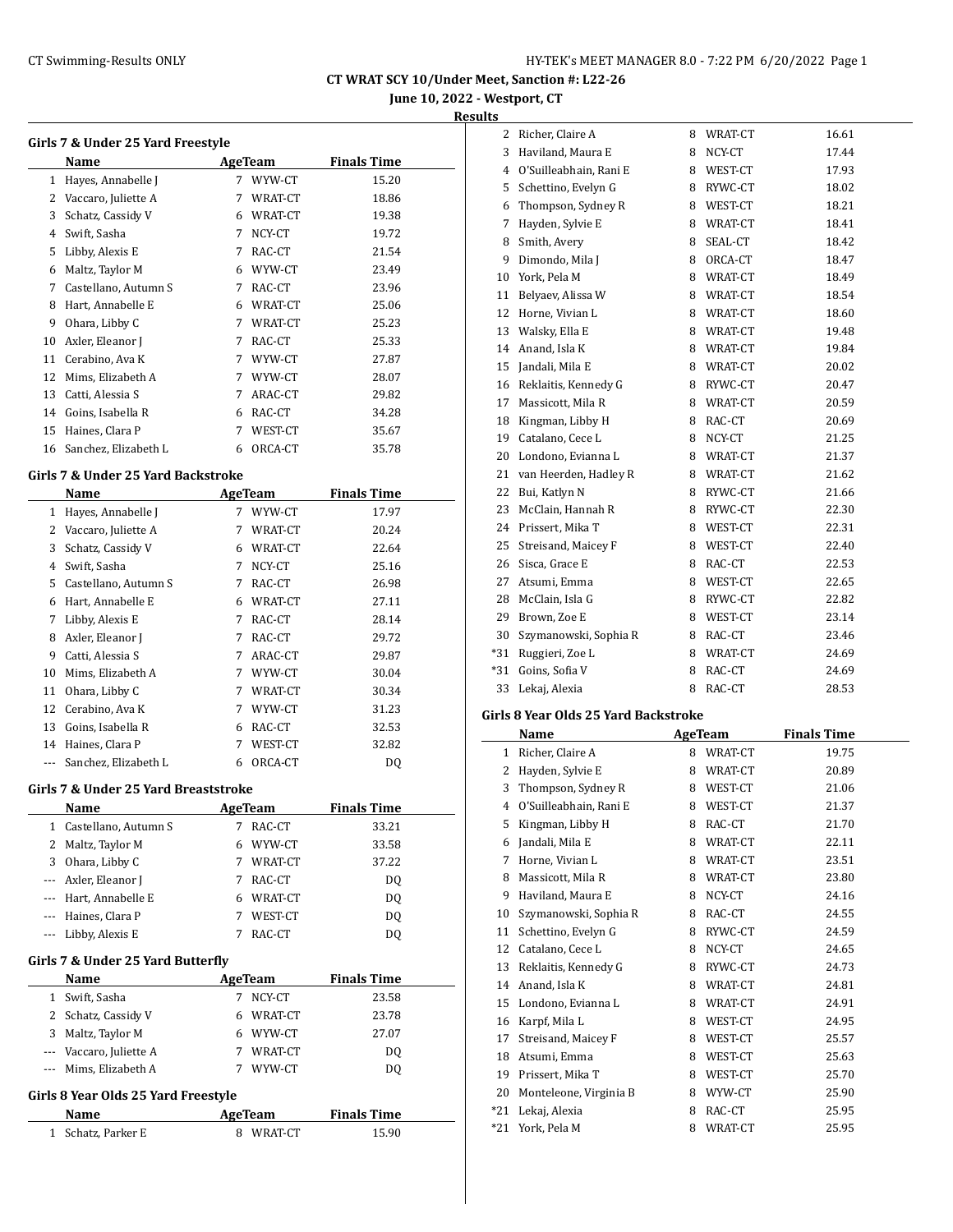## CT WRAT SCY 10/Under Meet, Sanction #: L22-26

**June 10, 2022 - Westport, CT**

**Results**

### Girls 7 & Under 25 Yard Freestyle

| | Name | Age | Team | Finals Time |
|---|---|---|---|---|
| 1 | Hayes, Annabelle J | 7 | WYW-CT | 15.20 |
| 2 | Vaccaro, Juliette A | 7 | WRAT-CT | 18.86 |
| 3 | Schatz, Cassidy V | 6 | WRAT-CT | 19.38 |
| 4 | Swift, Sasha | 7 | NCY-CT | 19.72 |
| 5 | Libby, Alexis E | 7 | RAC-CT | 21.54 |
| 6 | Maltz, Taylor M | 6 | WYW-CT | 23.49 |
| 7 | Castellano, Autumn S | 7 | RAC-CT | 23.96 |
| 8 | Hart, Annabelle E | 6 | WRAT-CT | 25.06 |
| 9 | Ohara, Libby C | 7 | WRAT-CT | 25.23 |
| 10 | Axler, Eleanor J | 7 | RAC-CT | 25.33 |
| 11 | Cerabino, Ava K | 7 | WYW-CT | 27.87 |
| 12 | Mims, Elizabeth A | 7 | WYW-CT | 28.07 |
| 13 | Catti, Alessia S | 7 | ARAC-CT | 29.82 |
| 14 | Goins, Isabella R | 6 | RAC-CT | 34.28 |
| 15 | Haines, Clara P | 7 | WEST-CT | 35.67 |
| 16 | Sanchez, Elizabeth L | 6 | ORCA-CT | 35.78 |

### Girls 7 & Under 25 Yard Backstroke

| | Name | Age | Team | Finals Time |
|---|---|---|---|---|
| 1 | Hayes, Annabelle J | 7 | WYW-CT | 17.97 |
| 2 | Vaccaro, Juliette A | 7 | WRAT-CT | 20.24 |
| 3 | Schatz, Cassidy V | 6 | WRAT-CT | 22.64 |
| 4 | Swift, Sasha | 7 | NCY-CT | 25.16 |
| 5 | Castellano, Autumn S | 7 | RAC-CT | 26.98 |
| 6 | Hart, Annabelle E | 6 | WRAT-CT | 27.11 |
| 7 | Libby, Alexis E | 7 | RAC-CT | 28.14 |
| 8 | Axler, Eleanor J | 7 | RAC-CT | 29.72 |
| 9 | Catti, Alessia S | 7 | ARAC-CT | 29.87 |
| 10 | Mims, Elizabeth A | 7 | WYW-CT | 30.04 |
| 11 | Ohara, Libby C | 7 | WRAT-CT | 30.34 |
| 12 | Cerabino, Ava K | 7 | WYW-CT | 31.23 |
| 13 | Goins, Isabella R | 6 | RAC-CT | 32.53 |
| 14 | Haines, Clara P | 7 | WEST-CT | 32.82 |
| --- | Sanchez, Elizabeth L | 6 | ORCA-CT | DQ |

### Girls 7 & Under 25 Yard Breaststroke

| | Name | Age | Team | Finals Time |
|---|---|---|---|---|
| 1 | Castellano, Autumn S | 7 | RAC-CT | 33.21 |
| 2 | Maltz, Taylor M | 6 | WYW-CT | 33.58 |
| 3 | Ohara, Libby C | 7 | WRAT-CT | 37.22 |
| --- | Axler, Eleanor J | 7 | RAC-CT | DQ |
| --- | Hart, Annabelle E | 6 | WRAT-CT | DQ |
| --- | Haines, Clara P | 7 | WEST-CT | DQ |
| --- | Libby, Alexis E | 7 | RAC-CT | DQ |

### Girls 7 & Under 25 Yard Butterfly

| | Name | Age | Team | Finals Time |
|---|---|---|---|---|
| 1 | Swift, Sasha | 7 | NCY-CT | 23.58 |
| 2 | Schatz, Cassidy V | 6 | WRAT-CT | 23.78 |
| 3 | Maltz, Taylor M | 6 | WYW-CT | 27.07 |
| --- | Vaccaro, Juliette A | 7 | WRAT-CT | DQ |
| --- | Mims, Elizabeth A | 7 | WYW-CT | DQ |

### Girls 8 Year Olds 25 Yard Freestyle

| | Name | Age | Team | Finals Time |
|---|---|---|---|---|
| 1 | Schatz, Parker E | 8 | WRAT-CT | 15.90 |
| 2 | Richer, Claire A | 8 | WRAT-CT | 16.61 |
| 3 | Haviland, Maura E | 8 | NCY-CT | 17.44 |
| 4 | O'Suilleabhain, Rani E | 8 | WEST-CT | 17.93 |
| 5 | Schettino, Evelyn G | 8 | RYWC-CT | 18.02 |
| 6 | Thompson, Sydney R | 8 | WEST-CT | 18.21 |
| 7 | Hayden, Sylvie E | 8 | WRAT-CT | 18.41 |
| 8 | Smith, Avery | 8 | SEAL-CT | 18.42 |
| 9 | Dimondo, Mila J | 8 | ORCA-CT | 18.47 |
| 10 | York, Pela M | 8 | WRAT-CT | 18.49 |
| 11 | Belyaev, Alissa W | 8 | WRAT-CT | 18.54 |
| 12 | Horne, Vivian L | 8 | WRAT-CT | 18.60 |
| 13 | Walsky, Ella E | 8 | WRAT-CT | 19.48 |
| 14 | Anand, Isla K | 8 | WRAT-CT | 19.84 |
| 15 | Jandali, Mila E | 8 | WRAT-CT | 20.02 |
| 16 | Reklaitis, Kennedy G | 8 | RYWC-CT | 20.47 |
| 17 | Massicott, Mila R | 8 | WRAT-CT | 20.59 |
| 18 | Kingman, Libby H | 8 | RAC-CT | 20.69 |
| 19 | Catalano, Cece L | 8 | NCY-CT | 21.25 |
| 20 | Londono, Evianna L | 8 | WRAT-CT | 21.37 |
| 21 | van Heerden, Hadley R | 8 | WRAT-CT | 21.62 |
| 22 | Bui, Katlyn N | 8 | RYWC-CT | 21.66 |
| 23 | McClain, Hannah R | 8 | RYWC-CT | 22.30 |
| 24 | Prissert, Mika T | 8 | WEST-CT | 22.31 |
| 25 | Streisand, Maicey F | 8 | WEST-CT | 22.40 |
| 26 | Sisca, Grace E | 8 | RAC-CT | 22.53 |
| 27 | Atsumi, Emma | 8 | WEST-CT | 22.65 |
| 28 | McClain, Isla G | 8 | RYWC-CT | 22.82 |
| 29 | Brown, Zoe E | 8 | WEST-CT | 23.14 |
| 30 | Szymanowski, Sophia R | 8 | RAC-CT | 23.46 |
| *31 | Ruggieri, Zoe L | 8 | WRAT-CT | 24.69 |
| *31 | Goins, Sofia V | 8 | RAC-CT | 24.69 |
| 33 | Lekaj, Alexia | 8 | RAC-CT | 28.53 |

### Girls 8 Year Olds 25 Yard Backstroke

| | Name | Age | Team | Finals Time |
|---|---|---|---|---|
| 1 | Richer, Claire A | 8 | WRAT-CT | 19.75 |
| 2 | Hayden, Sylvie E | 8 | WRAT-CT | 20.89 |
| 3 | Thompson, Sydney R | 8 | WEST-CT | 21.06 |
| 4 | O'Suilleabhain, Rani E | 8 | WEST-CT | 21.37 |
| 5 | Kingman, Libby H | 8 | RAC-CT | 21.70 |
| 6 | Jandali, Mila E | 8 | WRAT-CT | 22.11 |
| 7 | Horne, Vivian L | 8 | WRAT-CT | 23.51 |
| 8 | Massicott, Mila R | 8 | WRAT-CT | 23.80 |
| 9 | Haviland, Maura E | 8 | NCY-CT | 24.16 |
| 10 | Szymanowski, Sophia R | 8 | RAC-CT | 24.55 |
| 11 | Schettino, Evelyn G | 8 | RYWC-CT | 24.59 |
| 12 | Catalano, Cece L | 8 | NCY-CT | 24.65 |
| 13 | Reklaitis, Kennedy G | 8 | RYWC-CT | 24.73 |
| 14 | Anand, Isla K | 8 | WRAT-CT | 24.81 |
| 15 | Londono, Evianna L | 8 | WRAT-CT | 24.91 |
| 16 | Karpf, Mila L | 8 | WEST-CT | 24.95 |
| 17 | Streisand, Maicey F | 8 | WEST-CT | 25.57 |
| 18 | Atsumi, Emma | 8 | WEST-CT | 25.63 |
| 19 | Prissert, Mika T | 8 | WEST-CT | 25.70 |
| 20 | Monteleone, Virginia B | 8 | WYW-CT | 25.90 |
| *21 | Lekaj, Alexia | 8 | RAC-CT | 25.95 |
| *21 | York, Pela M | 8 | WRAT-CT | 25.95 |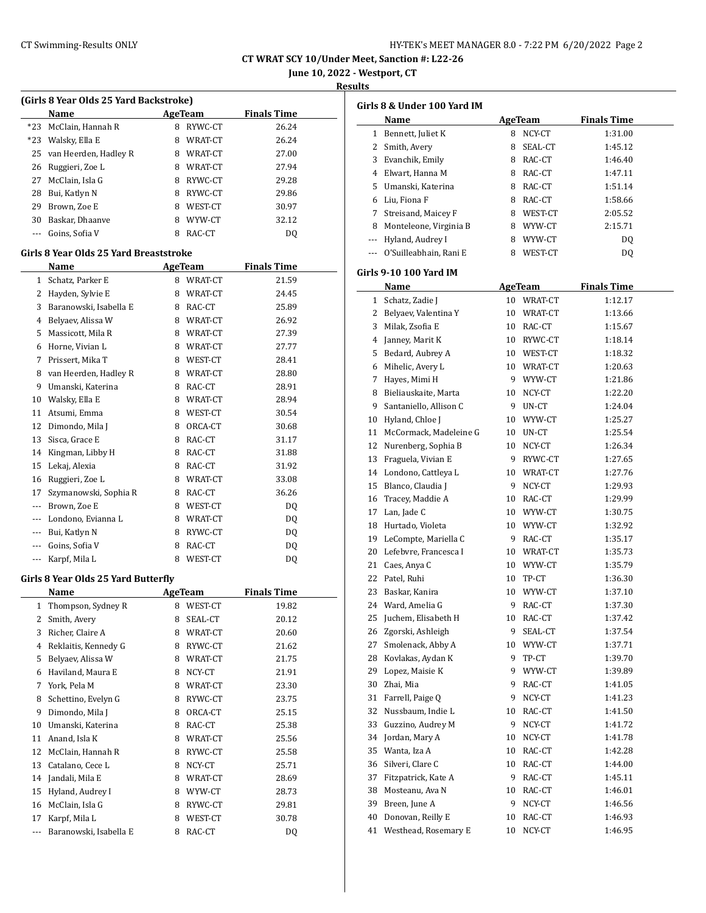# CT WRAT SCY 10/Under Meet, Sanction #: L22-26

**June 10, 2022 - Westport, CT**

**Results**

### (Girls 8 Year Olds 25 Yard Backstroke)

| | Name | Age | Team | Finals Time |
|---|---|---|---|---|
| *23 | McClain, Hannah R | 8 | RYWC-CT | 26.24 |
| *23 | Walsky, Ella E | 8 | WRAT-CT | 26.24 |
| 25 | van Heerden, Hadley R | 8 | WRAT-CT | 27.00 |
| 26 | Ruggieri, Zoe L | 8 | WRAT-CT | 27.94 |
| 27 | McClain, Isla G | 8 | RYWC-CT | 29.28 |
| 28 | Bui, Katlyn N | 8 | RYWC-CT | 29.86 |
| 29 | Brown, Zoe E | 8 | WEST-CT | 30.97 |
| 30 | Baskar, Dhaanve | 8 | WYW-CT | 32.12 |
| --- | Goins, Sofia V | 8 | RAC-CT | DQ |

### Girls 8 Year Olds 25 Yard Breaststroke

| | Name | Age | Team | Finals Time |
|---|---|---|---|---|
| 1 | Schatz, Parker E | 8 | WRAT-CT | 21.59 |
| 2 | Hayden, Sylvie E | 8 | WRAT-CT | 24.45 |
| 3 | Baranowski, Isabella E | 8 | RAC-CT | 25.89 |
| 4 | Belyaev, Alissa W | 8 | WRAT-CT | 26.92 |
| 5 | Massicott, Mila R | 8 | WRAT-CT | 27.39 |
| 6 | Horne, Vivian L | 8 | WRAT-CT | 27.77 |
| 7 | Prissert, Mika T | 8 | WEST-CT | 28.41 |
| 8 | van Heerden, Hadley R | 8 | WRAT-CT | 28.80 |
| 9 | Umanski, Katerina | 8 | RAC-CT | 28.91 |
| 10 | Walsky, Ella E | 8 | WRAT-CT | 28.94 |
| 11 | Atsumi, Emma | 8 | WEST-CT | 30.54 |
| 12 | Dimondo, Mila J | 8 | ORCA-CT | 30.68 |
| 13 | Sisca, Grace E | 8 | RAC-CT | 31.17 |
| 14 | Kingman, Libby H | 8 | RAC-CT | 31.88 |
| 15 | Lekaj, Alexia | 8 | RAC-CT | 31.92 |
| 16 | Ruggieri, Zoe L | 8 | WRAT-CT | 33.08 |
| 17 | Szymanowski, Sophia R | 8 | RAC-CT | 36.26 |
| --- | Brown, Zoe E | 8 | WEST-CT | DQ |
| --- | Londono, Evianna L | 8 | WRAT-CT | DQ |
| --- | Bui, Katlyn N | 8 | RYWC-CT | DQ |
| --- | Goins, Sofia V | 8 | RAC-CT | DQ |
| --- | Karpf, Mila L | 8 | WEST-CT | DQ |

### Girls 8 Year Olds 25 Yard Butterfly

| | Name | Age | Team | Finals Time |
|---|---|---|---|---|
| 1 | Thompson, Sydney R | 8 | WEST-CT | 19.82 |
| 2 | Smith, Avery | 8 | SEAL-CT | 20.12 |
| 3 | Richer, Claire A | 8 | WRAT-CT | 20.60 |
| 4 | Reklaitis, Kennedy G | 8 | RYWC-CT | 21.62 |
| 5 | Belyaev, Alissa W | 8 | WRAT-CT | 21.75 |
| 6 | Haviland, Maura E | 8 | NCY-CT | 21.91 |
| 7 | York, Pela M | 8 | WRAT-CT | 23.30 |
| 8 | Schettino, Evelyn G | 8 | RYWC-CT | 23.75 |
| 9 | Dimondo, Mila J | 8 | ORCA-CT | 25.15 |
| 10 | Umanski, Katerina | 8 | RAC-CT | 25.38 |
| 11 | Anand, Isla K | 8 | WRAT-CT | 25.56 |
| 12 | McClain, Hannah R | 8 | RYWC-CT | 25.58 |
| 13 | Catalano, Cece L | 8 | NCY-CT | 25.71 |
| 14 | Jandali, Mila E | 8 | WRAT-CT | 28.69 |
| 15 | Hyland, Audrey I | 8 | WYW-CT | 28.73 |
| 16 | McClain, Isla G | 8 | RYWC-CT | 29.81 |
| 17 | Karpf, Mila L | 8 | WEST-CT | 30.78 |
| --- | Baranowski, Isabella E | 8 | RAC-CT | DQ |

### Girls 8 & Under 100 Yard IM

| | Name | Age | Team | Finals Time |
|---|---|---|---|---|
| 1 | Bennett, Juliet K | 8 | NCY-CT | 1:31.00 |
| 2 | Smith, Avery | 8 | SEAL-CT | 1:45.12 |
| 3 | Evanchik, Emily | 8 | RAC-CT | 1:46.40 |
| 4 | Elwart, Hanna M | 8 | RAC-CT | 1:47.11 |
| 5 | Umanski, Katerina | 8 | RAC-CT | 1:51.14 |
| 6 | Liu, Fiona F | 8 | RAC-CT | 1:58.66 |
| 7 | Streisand, Maicey F | 8 | WEST-CT | 2:05.52 |
| 8 | Monteleone, Virginia B | 8 | WYW-CT | 2:15.71 |
| --- | Hyland, Audrey I | 8 | WYW-CT | DQ |
| --- | O'Suilleabhain, Rani E | 8 | WEST-CT | DQ |

### Girls 9-10 100 Yard IM

| | Name | Age | Team | Finals Time |
|---|---|---|---|---|
| 1 | Schatz, Zadie J | 10 | WRAT-CT | 1:12.17 |
| 2 | Belyaev, Valentina Y | 10 | WRAT-CT | 1:13.66 |
| 3 | Milak, Zsofia E | 10 | RAC-CT | 1:15.67 |
| 4 | Janney, Marit K | 10 | RYWC-CT | 1:18.14 |
| 5 | Bedard, Aubrey A | 10 | WEST-CT | 1:18.32 |
| 6 | Mihelic, Avery L | 10 | WRAT-CT | 1:20.63 |
| 7 | Hayes, Mimi H | 9 | WYW-CT | 1:21.86 |
| 8 | Bieliauskaite, Marta | 10 | NCY-CT | 1:22.20 |
| 9 | Santaniello, Allison C | 9 | UN-CT | 1:24.04 |
| 10 | Hyland, Chloe J | 10 | WYW-CT | 1:25.27 |
| 11 | McCormack, Madeleine G | 10 | UN-CT | 1:25.54 |
| 12 | Nurenberg, Sophia B | 10 | NCY-CT | 1:26.34 |
| 13 | Fraguela, Vivian E | 9 | RYWC-CT | 1:27.65 |
| 14 | Londono, Cattleya L | 10 | WRAT-CT | 1:27.76 |
| 15 | Blanco, Claudia J | 9 | NCY-CT | 1:29.93 |
| 16 | Tracey, Maddie A | 10 | RAC-CT | 1:29.99 |
| 17 | Lan, Jade C | 10 | WYW-CT | 1:30.75 |
| 18 | Hurtado, Violeta | 10 | WYW-CT | 1:32.92 |
| 19 | LeCompte, Mariella C | 9 | RAC-CT | 1:35.17 |
| 20 | Lefebvre, Francesca I | 10 | WRAT-CT | 1:35.73 |
| 21 | Caes, Anya C | 10 | WYW-CT | 1:35.79 |
| 22 | Patel, Ruhi | 10 | TP-CT | 1:36.30 |
| 23 | Baskar, Kanira | 10 | WYW-CT | 1:37.10 |
| 24 | Ward, Amelia G | 9 | RAC-CT | 1:37.30 |
| 25 | Juchem, Elisabeth H | 10 | RAC-CT | 1:37.42 |
| 26 | Zgorski, Ashleigh | 9 | SEAL-CT | 1:37.54 |
| 27 | Smolenack, Abby A | 10 | WYW-CT | 1:37.71 |
| 28 | Kovlakas, Aydan K | 9 | TP-CT | 1:39.70 |
| 29 | Lopez, Maisie K | 9 | WYW-CT | 1:39.89 |
| 30 | Zhai, Mia | 9 | RAC-CT | 1:41.05 |
| 31 | Farrell, Paige Q | 9 | NCY-CT | 1:41.23 |
| 32 | Nussbaum, Indie L | 10 | RAC-CT | 1:41.50 |
| 33 | Guzzino, Audrey M | 9 | NCY-CT | 1:41.72 |
| 34 | Jordan, Mary A | 10 | NCY-CT | 1:41.78 |
| 35 | Wanta, Iza A | 10 | RAC-CT | 1:42.28 |
| 36 | Silveri, Clare C | 10 | RAC-CT | 1:44.00 |
| 37 | Fitzpatrick, Kate A | 9 | RAC-CT | 1:45.11 |
| 38 | Mosteanu, Ava N | 10 | RAC-CT | 1:46.01 |
| 39 | Breen, June A | 9 | NCY-CT | 1:46.56 |
| 40 | Donovan, Reilly E | 10 | RAC-CT | 1:46.93 |
| 41 | Westhead, Rosemary E | 10 | NCY-CT | 1:46.95 |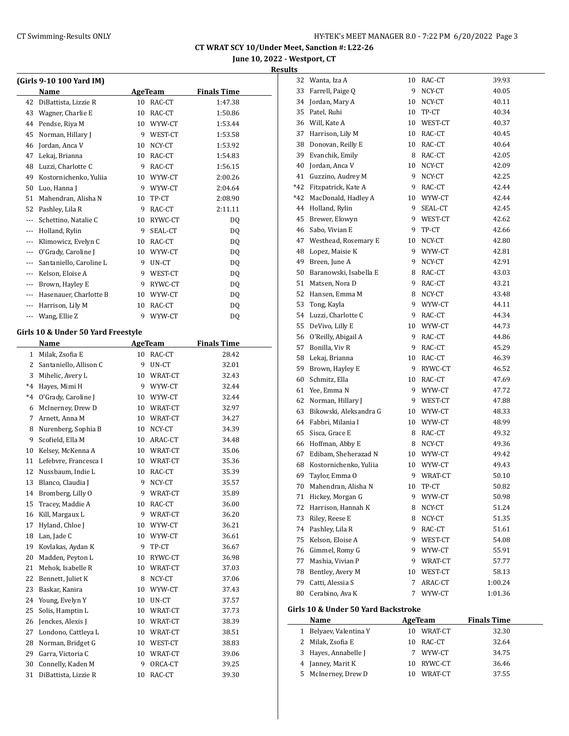**CT WRAT SCY 10/Under Meet, Sanction #: L22-26**

**June 10, 2022 - Westport, CT**

**Results**

### (Girls 9-10 100 Yard IM)

| | Name | Age | Team | Finals Time |
|---|---|---|---|---|
| 42 | DiBattista, Lizzie R | 10 | RAC-CT | 1:47.38 |
| 43 | Wagner, Charlie E | 10 | RAC-CT | 1:50.86 |
| 44 | Pendse, Riya M | 10 | WYW-CT | 1:53.44 |
| 45 | Norman, Hillary J | 9 | WEST-CT | 1:53.58 |
| 46 | Jordan, Anca V | 10 | NCY-CT | 1:53.92 |
| 47 | Lekaj, Brianna | 10 | RAC-CT | 1:54.83 |
| 48 | Luzzi, Charlotte C | 9 | RAC-CT | 1:56.15 |
| 49 | Kostornichenko, Yuliia | 10 | WYW-CT | 2:00.26 |
| 50 | Luo, Hanna J | 9 | WYW-CT | 2:04.64 |
| 51 | Mahendran, Alisha N | 10 | TP-CT | 2:08.90 |
| 52 | Pashley, Lila R | 9 | RAC-CT | 2:11.11 |
| --- | Schettino, Natalie C | 10 | RYWC-CT | DQ |
| --- | Holland, Rylin | 9 | SEAL-CT | DQ |
| --- | Klimowicz, Evelyn C | 10 | RAC-CT | DQ |
| --- | O'Grady, Caroline J | 10 | WYW-CT | DQ |
| --- | Santaniello, Caroline L | 9 | UN-CT | DQ |
| --- | Kelson, Eloise A | 9 | WEST-CT | DQ |
| --- | Brown, Hayley E | 9 | RYWC-CT | DQ |
| --- | Hasenauer, Charlotte B | 10 | WYW-CT | DQ |
| --- | Harrison, Lily M | 10 | RAC-CT | DQ |
| --- | Wang, Ellie Z | 9 | WYW-CT | DQ |

### Girls 10 & Under 50 Yard Freestyle

| | Name | Age | Team | Finals Time |
|---|---|---|---|---|
| 1 | Milak, Zsofia E | 10 | RAC-CT | 28.42 |
| 2 | Santaniello, Allison C | 9 | UN-CT | 32.01 |
| 3 | Mihelic, Avery L | 10 | WRAT-CT | 32.43 |
| *4 | Hayes, Mimi H | 9 | WYW-CT | 32.44 |
| *4 | O'Grady, Caroline J | 10 | WYW-CT | 32.44 |
| 6 | McInerney, Drew D | 10 | WRAT-CT | 32.97 |
| 7 | Arnett, Anna M | 10 | WRAT-CT | 34.27 |
| 8 | Nurenberg, Sophia B | 10 | NCY-CT | 34.39 |
| 9 | Scofield, Ella M | 10 | ARAC-CT | 34.48 |
| 10 | Kelsey, McKenna A | 10 | WRAT-CT | 35.06 |
| 11 | Lefebvre, Francesca I | 10 | WRAT-CT | 35.36 |
| 12 | Nussbaum, Indie L | 10 | RAC-CT | 35.39 |
| 13 | Blanco, Claudia J | 9 | NCY-CT | 35.57 |
| 14 | Bromberg, Lilly O | 9 | WRAT-CT | 35.89 |
| 15 | Tracey, Maddie A | 10 | RAC-CT | 36.00 |
| 16 | Kill, Margaux L | 9 | WRAT-CT | 36.20 |
| 17 | Hyland, Chloe J | 10 | WYW-CT | 36.21 |
| 18 | Lan, Jade C | 10 | WYW-CT | 36.61 |
| 19 | Kovlakas, Aydan K | 9 | TP-CT | 36.67 |
| 20 | Madden, Peyton L | 10 | RYWC-CT | 36.98 |
| 21 | Mehok, Isabelle R | 10 | WRAT-CT | 37.03 |
| 22 | Bennett, Juliet K | 8 | NCY-CT | 37.06 |
| 23 | Baskar, Kanira | 10 | WYW-CT | 37.43 |
| 24 | Young, Evelyn Y | 10 | UN-CT | 37.57 |
| 25 | Solis, Hamptin L | 10 | WRAT-CT | 37.73 |
| 26 | Jenckes, Alexis J | 10 | WRAT-CT | 38.39 |
| 27 | Londono, Cattleya L | 10 | WRAT-CT | 38.51 |
| 28 | Norman, Bridget G | 10 | WEST-CT | 38.83 |
| 29 | Garra, Victoria C | 10 | WRAT-CT | 39.06 |
| 30 | Connelly, Kaden M | 9 | ORCA-CT | 39.25 |
| 31 | DiBattista, Lizzie R | 10 | RAC-CT | 39.30 |
| 32 | Wanta, Iza A | 10 | RAC-CT | 39.93 |
| 33 | Farrell, Paige Q | 9 | NCY-CT | 40.05 |
| 34 | Jordan, Mary A | 10 | NCY-CT | 40.11 |
| 35 | Patel, Ruhi | 10 | TP-CT | 40.34 |
| 36 | Will, Kate A | 10 | WEST-CT | 40.37 |
| 37 | Harrison, Lily M | 10 | RAC-CT | 40.45 |
| 38 | Donovan, Reilly E | 10 | RAC-CT | 40.64 |
| 39 | Evanchik, Emily | 8 | RAC-CT | 42.05 |
| 40 | Jordan, Anca V | 10 | NCY-CT | 42.09 |
| 41 | Guzzino, Audrey M | 9 | NCY-CT | 42.25 |
| *42 | Fitzpatrick, Kate A | 9 | RAC-CT | 42.44 |
| *42 | MacDonald, Hadley A | 10 | WYW-CT | 42.44 |
| 44 | Holland, Rylin | 9 | SEAL-CT | 42.45 |
| 45 | Brewer, Elowyn | 9 | WEST-CT | 42.62 |
| 46 | Sabo, Vivian E | 9 | TP-CT | 42.66 |
| 47 | Westhead, Rosemary E | 10 | NCY-CT | 42.80 |
| 48 | Lopez, Maisie K | 9 | WYW-CT | 42.81 |
| 49 | Breen, June A | 9 | NCY-CT | 42.91 |
| 50 | Baranowski, Isabella E | 8 | RAC-CT | 43.03 |
| 51 | Matsen, Nora D | 9 | RAC-CT | 43.21 |
| 52 | Hansen, Emma M | 8 | NCY-CT | 43.48 |
| 53 | Tong, Kayla | 9 | WYW-CT | 44.11 |
| 54 | Luzzi, Charlotte C | 9 | RAC-CT | 44.34 |
| 55 | DeVivo, Lilly E | 10 | WYW-CT | 44.73 |
| 56 | O'Reilly, Abigail A | 9 | RAC-CT | 44.86 |
| 57 | Bonilla, Viv R | 9 | RAC-CT | 45.29 |
| 58 | Lekaj, Brianna | 10 | RAC-CT | 46.39 |
| 59 | Brown, Hayley E | 9 | RYWC-CT | 46.52 |
| 60 | Schmitz, Ella | 10 | RAC-CT | 47.69 |
| 61 | Yee, Emma N | 9 | WYW-CT | 47.72 |
| 62 | Norman, Hillary J | 9 | WEST-CT | 47.88 |
| 63 | Bikowski, Aleksandra G | 10 | WYW-CT | 48.33 |
| 64 | Fabbri, Milania I | 10 | WYW-CT | 48.99 |
| 65 | Sisca, Grace E | 8 | RAC-CT | 49.32 |
| 66 | Hoffman, Abby E | 8 | NCY-CT | 49.36 |
| 67 | Edibam, Sheherazad N | 10 | WYW-CT | 49.42 |
| 68 | Kostornichenko, Yuliia | 10 | WYW-CT | 49.43 |
| 69 | Taylor, Emma O | 9 | WRAT-CT | 50.10 |
| 70 | Mahendran, Alisha N | 10 | TP-CT | 50.82 |
| 71 | Hickey, Morgan G | 9 | WYW-CT | 50.98 |
| 72 | Harrison, Hannah K | 8 | NCY-CT | 51.24 |
| 73 | Riley, Reese E | 8 | NCY-CT | 51.35 |
| 74 | Pashley, Lila R | 9 | RAC-CT | 51.61 |
| 75 | Kelson, Eloise A | 9 | WEST-CT | 54.08 |
| 76 | Gimmel, Romy G | 9 | WYW-CT | 55.91 |
| 77 | Mashia, Vivian P | 9 | WRAT-CT | 57.77 |
| 78 | Bentley, Avery M | 10 | WEST-CT | 58.13 |
| 79 | Catti, Alessia S | 7 | ARAC-CT | 1:00.24 |
| 80 | Cerabino, Ava K | 7 | WYW-CT | 1:01.36 |

### Girls 10 & Under 50 Yard Backstroke

| | Name | Age | Team | Finals Time |
|---|---|---|---|---|
| 1 | Belyaev, Valentina Y | 10 | WRAT-CT | 32.30 |
| 2 | Milak, Zsofia E | 10 | RAC-CT | 32.64 |
| 3 | Hayes, Annabelle J | 7 | WYW-CT | 34.75 |
| 4 | Janney, Marit K | 10 | RYWC-CT | 36.46 |
| 5 | McInerney, Drew D | 10 | WRAT-CT | 37.55 |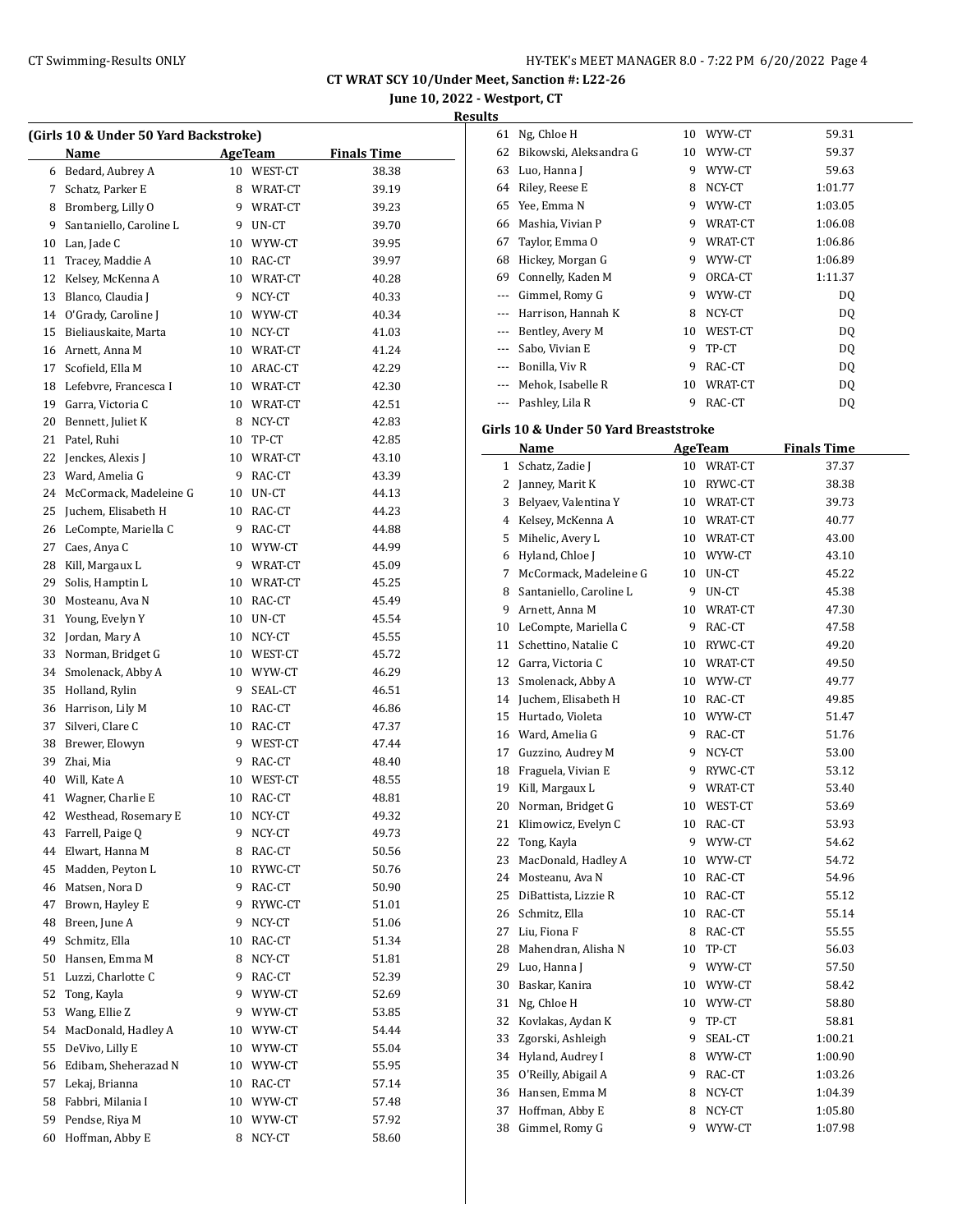**CT WRAT SCY 10/Under Meet, Sanction #: L22-26**

**June 10, 2022 - Westport, CT**

**Results**

### (Girls 10 & Under 50 Yard Backstroke)

| | Name | Age | Team | Finals Time |
|---|---|---|---|---|
| 6 | Bedard, Aubrey A | 10 | WEST-CT | 38.38 |
| 7 | Schatz, Parker E | 8 | WRAT-CT | 39.19 |
| 8 | Bromberg, Lilly O | 9 | WRAT-CT | 39.23 |
| 9 | Santaniello, Caroline L | 9 | UN-CT | 39.70 |
| 10 | Lan, Jade C | 10 | WYW-CT | 39.95 |
| 11 | Tracey, Maddie A | 10 | RAC-CT | 39.97 |
| 12 | Kelsey, McKenna A | 10 | WRAT-CT | 40.28 |
| 13 | Blanco, Claudia J | 9 | NCY-CT | 40.33 |
| 14 | O'Grady, Caroline J | 10 | WYW-CT | 40.34 |
| 15 | Bieliauskaite, Marta | 10 | NCY-CT | 41.03 |
| 16 | Arnett, Anna M | 10 | WRAT-CT | 41.24 |
| 17 | Scofield, Ella M | 10 | ARAC-CT | 42.29 |
| 18 | Lefebvre, Francesca I | 10 | WRAT-CT | 42.30 |
| 19 | Garra, Victoria C | 10 | WRAT-CT | 42.51 |
| 20 | Bennett, Juliet K | 8 | NCY-CT | 42.83 |
| 21 | Patel, Ruhi | 10 | TP-CT | 42.85 |
| 22 | Jenckes, Alexis J | 10 | WRAT-CT | 43.10 |
| 23 | Ward, Amelia G | 9 | RAC-CT | 43.39 |
| 24 | McCormack, Madeleine G | 10 | UN-CT | 44.13 |
| 25 | Juchem, Elisabeth H | 10 | RAC-CT | 44.23 |
| 26 | LeCompte, Mariella C | 9 | RAC-CT | 44.88 |
| 27 | Caes, Anya C | 10 | WYW-CT | 44.99 |
| 28 | Kill, Margaux L | 9 | WRAT-CT | 45.09 |
| 29 | Solis, Hamptin L | 10 | WRAT-CT | 45.25 |
| 30 | Mosteanu, Ava N | 10 | RAC-CT | 45.49 |
| 31 | Young, Evelyn Y | 10 | UN-CT | 45.54 |
| 32 | Jordan, Mary A | 10 | NCY-CT | 45.55 |
| 33 | Norman, Bridget G | 10 | WEST-CT | 45.72 |
| 34 | Smolenack, Abby A | 10 | WYW-CT | 46.29 |
| 35 | Holland, Rylin | 9 | SEAL-CT | 46.51 |
| 36 | Harrison, Lily M | 10 | RAC-CT | 46.86 |
| 37 | Silveri, Clare C | 10 | RAC-CT | 47.37 |
| 38 | Brewer, Elowyn | 9 | WEST-CT | 47.44 |
| 39 | Zhai, Mia | 9 | RAC-CT | 48.40 |
| 40 | Will, Kate A | 10 | WEST-CT | 48.55 |
| 41 | Wagner, Charlie E | 10 | RAC-CT | 48.81 |
| 42 | Westhead, Rosemary E | 10 | NCY-CT | 49.32 |
| 43 | Farrell, Paige Q | 9 | NCY-CT | 49.73 |
| 44 | Elwart, Hanna M | 8 | RAC-CT | 50.56 |
| 45 | Madden, Peyton L | 10 | RYWC-CT | 50.76 |
| 46 | Matsen, Nora D | 9 | RAC-CT | 50.90 |
| 47 | Brown, Hayley E | 9 | RYWC-CT | 51.01 |
| 48 | Breen, June A | 9 | NCY-CT | 51.06 |
| 49 | Schmitz, Ella | 10 | RAC-CT | 51.34 |
| 50 | Hansen, Emma M | 8 | NCY-CT | 51.81 |
| 51 | Luzzi, Charlotte C | 9 | RAC-CT | 52.39 |
| 52 | Tong, Kayla | 9 | WYW-CT | 52.69 |
| 53 | Wang, Ellie Z | 9 | WYW-CT | 53.85 |
| 54 | MacDonald, Hadley A | 10 | WYW-CT | 54.44 |
| 55 | DeVivo, Lilly E | 10 | WYW-CT | 55.04 |
| 56 | Edibam, Sheherazad N | 10 | WYW-CT | 55.95 |
| 57 | Lekaj, Brianna | 10 | RAC-CT | 57.14 |
| 58 | Fabbri, Milania I | 10 | WYW-CT | 57.48 |
| 59 | Pendse, Riya M | 10 | WYW-CT | 57.92 |
| 60 | Hoffman, Abby E | 8 | NCY-CT | 58.60 |
| 61 | Ng, Chloe H | 10 | WYW-CT | 59.31 |
| 62 | Bikowski, Aleksandra G | 10 | WYW-CT | 59.37 |
| 63 | Luo, Hanna J | 9 | WYW-CT | 59.63 |
| 64 | Riley, Reese E | 8 | NCY-CT | 1:01.77 |
| 65 | Yee, Emma N | 9 | WYW-CT | 1:03.05 |
| 66 | Mashia, Vivian P | 9 | WRAT-CT | 1:06.08 |
| 67 | Taylor, Emma O | 9 | WRAT-CT | 1:06.86 |
| 68 | Hickey, Morgan G | 9 | WYW-CT | 1:06.89 |
| 69 | Connelly, Kaden M | 9 | ORCA-CT | 1:11.37 |
| --- | Gimmel, Romy G | 9 | WYW-CT | DQ |
| --- | Harrison, Hannah K | 8 | NCY-CT | DQ |
| --- | Bentley, Avery M | 10 | WEST-CT | DQ |
| --- | Sabo, Vivian E | 9 | TP-CT | DQ |
| --- | Bonilla, Viv R | 9 | RAC-CT | DQ |
| --- | Mehok, Isabelle R | 10 | WRAT-CT | DQ |
| --- | Pashley, Lila R | 9 | RAC-CT | DQ |

### Girls 10 & Under 50 Yard Breaststroke

| | Name | Age | Team | Finals Time |
|---|---|---|---|---|
| 1 | Schatz, Zadie J | 10 | WRAT-CT | 37.37 |
| 2 | Janney, Marit K | 10 | RYWC-CT | 38.38 |
| 3 | Belyaev, Valentina Y | 10 | WRAT-CT | 39.73 |
| 4 | Kelsey, McKenna A | 10 | WRAT-CT | 40.77 |
| 5 | Mihelic, Avery L | 10 | WRAT-CT | 43.00 |
| 6 | Hyland, Chloe J | 10 | WYW-CT | 43.10 |
| 7 | McCormack, Madeleine G | 10 | UN-CT | 45.22 |
| 8 | Santaniello, Caroline L | 9 | UN-CT | 45.38 |
| 9 | Arnett, Anna M | 10 | WRAT-CT | 47.30 |
| 10 | LeCompte, Mariella C | 9 | RAC-CT | 47.58 |
| 11 | Schettino, Natalie C | 10 | RYWC-CT | 49.20 |
| 12 | Garra, Victoria C | 10 | WRAT-CT | 49.50 |
| 13 | Smolenack, Abby A | 10 | WYW-CT | 49.77 |
| 14 | Juchem, Elisabeth H | 10 | RAC-CT | 49.85 |
| 15 | Hurtado, Violeta | 10 | WYW-CT | 51.47 |
| 16 | Ward, Amelia G | 9 | RAC-CT | 51.76 |
| 17 | Guzzino, Audrey M | 9 | NCY-CT | 53.00 |
| 18 | Fraguela, Vivian E | 9 | RYWC-CT | 53.12 |
| 19 | Kill, Margaux L | 9 | WRAT-CT | 53.40 |
| 20 | Norman, Bridget G | 10 | WEST-CT | 53.69 |
| 21 | Klimowicz, Evelyn C | 10 | RAC-CT | 53.93 |
| 22 | Tong, Kayla | 9 | WYW-CT | 54.62 |
| 23 | MacDonald, Hadley A | 10 | WYW-CT | 54.72 |
| 24 | Mosteanu, Ava N | 10 | RAC-CT | 54.96 |
| 25 | DiBattista, Lizzie R | 10 | RAC-CT | 55.12 |
| 26 | Schmitz, Ella | 10 | RAC-CT | 55.14 |
| 27 | Liu, Fiona F | 8 | RAC-CT | 55.55 |
| 28 | Mahendran, Alisha N | 10 | TP-CT | 56.03 |
| 29 | Luo, Hanna J | 9 | WYW-CT | 57.50 |
| 30 | Baskar, Kanira | 10 | WYW-CT | 58.42 |
| 31 | Ng, Chloe H | 10 | WYW-CT | 58.80 |
| 32 | Kovlakas, Aydan K | 9 | TP-CT | 58.81 |
| 33 | Zgorski, Ashleigh | 9 | SEAL-CT | 1:00.21 |
| 34 | Hyland, Audrey I | 8 | WYW-CT | 1:00.90 |
| 35 | O'Reilly, Abigail A | 9 | RAC-CT | 1:03.26 |
| 36 | Hansen, Emma M | 8 | NCY-CT | 1:04.39 |
| 37 | Hoffman, Abby E | 8 | NCY-CT | 1:05.80 |
| 38 | Gimmel, Romy G | 9 | WYW-CT | 1:07.98 |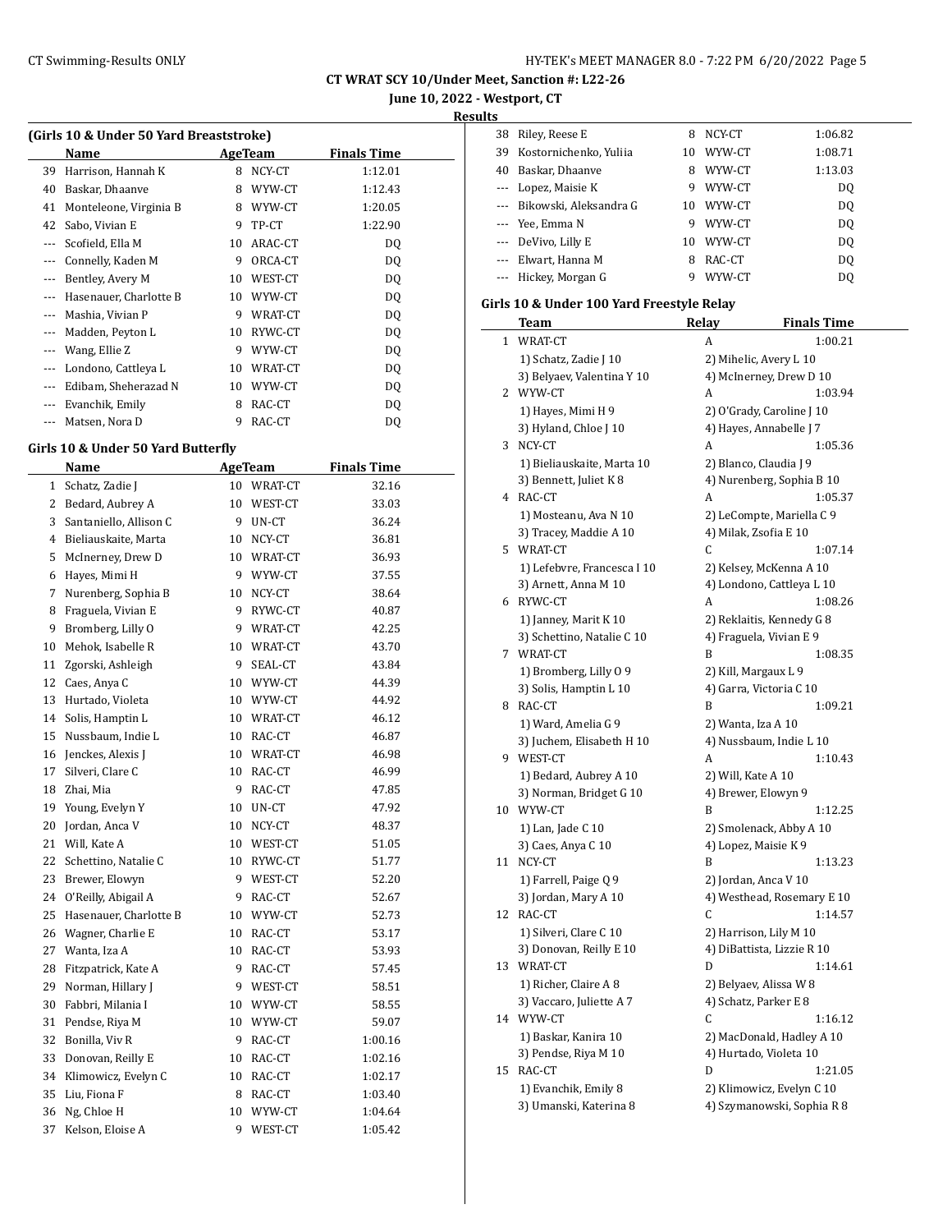## CT WRAT SCY 10/Under Meet, Sanction #: L22-26

**June 10, 2022 - Westport, CT**

**Results**

### (Girls 10 & Under 50 Yard Breaststroke)

| | Name | Age | Team | Finals Time |
|---|---|---|---|---|
| 39 | Harrison, Hannah K | 8 | NCY-CT | 1:12.01 |
| 40 | Baskar, Dhaanve | 8 | WYW-CT | 1:12.43 |
| 41 | Monteleone, Virginia B | 8 | WYW-CT | 1:20.05 |
| 42 | Sabo, Vivian E | 9 | TP-CT | 1:22.90 |
| --- | Scofield, Ella M | 10 | ARAC-CT | DQ |
| --- | Connelly, Kaden M | 9 | ORCA-CT | DQ |
| --- | Bentley, Avery M | 10 | WEST-CT | DQ |
| --- | Hasenauer, Charlotte B | 10 | WYW-CT | DQ |
| --- | Mashia, Vivian P | 9 | WRAT-CT | DQ |
| --- | Madden, Peyton L | 10 | RYWC-CT | DQ |
| --- | Wang, Ellie Z | 9 | WYW-CT | DQ |
| --- | Londono, Cattleya L | 10 | WRAT-CT | DQ |
| --- | Edibam, Sheherazad N | 10 | WYW-CT | DQ |
| --- | Evanchik, Emily | 8 | RAC-CT | DQ |
| --- | Matsen, Nora D | 9 | RAC-CT | DQ |

### Girls 10 & Under 50 Yard Butterfly

| | Name | Age | Team | Finals Time |
|---|---|---|---|---|
| 1 | Schatz, Zadie J | 10 | WRAT-CT | 32.16 |
| 2 | Bedard, Aubrey A | 10 | WEST-CT | 33.03 |
| 3 | Santaniello, Allison C | 9 | UN-CT | 36.24 |
| 4 | Bieliauskaite, Marta | 10 | NCY-CT | 36.81 |
| 5 | McInerney, Drew D | 10 | WRAT-CT | 36.93 |
| 6 | Hayes, Mimi H | 9 | WYW-CT | 37.55 |
| 7 | Nurenberg, Sophia B | 10 | NCY-CT | 38.64 |
| 8 | Fraguela, Vivian E | 9 | RYWC-CT | 40.87 |
| 9 | Bromberg, Lilly O | 9 | WRAT-CT | 42.25 |
| 10 | Mehok, Isabelle R | 10 | WRAT-CT | 43.70 |
| 11 | Zgorski, Ashleigh | 9 | SEAL-CT | 43.84 |
| 12 | Caes, Anya C | 10 | WYW-CT | 44.39 |
| 13 | Hurtado, Violeta | 10 | WYW-CT | 44.92 |
| 14 | Solis, Hamptin L | 10 | WRAT-CT | 46.12 |
| 15 | Nussbaum, Indie L | 10 | RAC-CT | 46.87 |
| 16 | Jenckes, Alexis J | 10 | WRAT-CT | 46.98 |
| 17 | Silveri, Clare C | 10 | RAC-CT | 46.99 |
| 18 | Zhai, Mia | 9 | RAC-CT | 47.85 |
| 19 | Young, Evelyn Y | 10 | UN-CT | 47.92 |
| 20 | Jordan, Anca V | 10 | NCY-CT | 48.37 |
| 21 | Will, Kate A | 10 | WEST-CT | 51.05 |
| 22 | Schettino, Natalie C | 10 | RYWC-CT | 51.77 |
| 23 | Brewer, Elowyn | 9 | WEST-CT | 52.20 |
| 24 | O'Reilly, Abigail A | 9 | RAC-CT | 52.67 |
| 25 | Hasenauer, Charlotte B | 10 | WYW-CT | 52.73 |
| 26 | Wagner, Charlie E | 10 | RAC-CT | 53.17 |
| 27 | Wanta, Iza A | 10 | RAC-CT | 53.93 |
| 28 | Fitzpatrick, Kate A | 9 | RAC-CT | 57.45 |
| 29 | Norman, Hillary J | 9 | WEST-CT | 58.51 |
| 30 | Fabbri, Milania I | 10 | WYW-CT | 58.55 |
| 31 | Pendse, Riya M | 10 | WYW-CT | 59.07 |
| 32 | Bonilla, Viv R | 9 | RAC-CT | 1:00.16 |
| 33 | Donovan, Reilly E | 10 | RAC-CT | 1:02.16 |
| 34 | Klimowicz, Evelyn C | 10 | RAC-CT | 1:02.17 |
| 35 | Liu, Fiona F | 8 | RAC-CT | 1:03.40 |
| 36 | Ng, Chloe H | 10 | WYW-CT | 1:04.64 |
| 37 | Kelson, Eloise A | 9 | WEST-CT | 1:05.42 |
| 38 | Riley, Reese E | 8 | NCY-CT | 1:06.82 |
| 39 | Kostornichenko, Yuliia | 10 | WYW-CT | 1:08.71 |
| 40 | Baskar, Dhaanve | 8 | WYW-CT | 1:13.03 |
| --- | Lopez, Maisie K | 9 | WYW-CT | DQ |
| --- | Bikowski, Aleksandra G | 10 | WYW-CT | DQ |
| --- | Yee, Emma N | 9 | WYW-CT | DQ |
| --- | DeVivo, Lilly E | 10 | WYW-CT | DQ |
| --- | Elwart, Hanna M | 8 | RAC-CT | DQ |
| --- | Hickey, Morgan G | 9 | WYW-CT | DQ |

### Girls 10 & Under 100 Yard Freestyle Relay

| | Team | Relay | Finals Time |
|---|---|---|---|
| 1 | WRAT-CT | A | 1:00.21 |
| | 1) Schatz, Zadie J 10 | 2) Mihelic, Avery L 10 | |
| | 3) Belyaev, Valentina Y 10 | 4) McInerney, Drew D 10 | |
| 2 | WYW-CT | A | 1:03.94 |
| | 1) Hayes, Mimi H 9 | 2) O'Grady, Caroline J 10 | |
| | 3) Hyland, Chloe J 10 | 4) Hayes, Annabelle J 7 | |
| 3 | NCY-CT | A | 1:05.36 |
| | 1) Bieliauskaite, Marta 10 | 2) Blanco, Claudia J 9 | |
| | 3) Bennett, Juliet K 8 | 4) Nurenberg, Sophia B 10 | |
| 4 | RAC-CT | A | 1:05.37 |
| | 1) Mosteanu, Ava N 10 | 2) LeCompte, Mariella C 9 | |
| | 3) Tracey, Maddie A 10 | 4) Milak, Zsofia E 10 | |
| 5 | WRAT-CT | C | 1:07.14 |
| | 1) Lefebvre, Francesca I 10 | 2) Kelsey, McKenna A 10 | |
| | 3) Arnett, Anna M 10 | 4) Londono, Cattleya L 10 | |
| 6 | RYWC-CT | A | 1:08.26 |
| | 1) Janney, Marit K 10 | 2) Reklaitis, Kennedy G 8 | |
| | 3) Schettino, Natalie C 10 | 4) Fraguela, Vivian E 9 | |
| 7 | WRAT-CT | B | 1:08.35 |
| | 1) Bromberg, Lilly O 9 | 2) Kill, Margaux L 9 | |
| | 3) Solis, Hamptin L 10 | 4) Garra, Victoria C 10 | |
| 8 | RAC-CT | B | 1:09.21 |
| | 1) Ward, Amelia G 9 | 2) Wanta, Iza A 10 | |
| | 3) Juchem, Elisabeth H 10 | 4) Nussbaum, Indie L 10 | |
| 9 | WEST-CT | A | 1:10.43 |
| | 1) Bedard, Aubrey A 10 | 2) Will, Kate A 10 | |
| | 3) Norman, Bridget G 10 | 4) Brewer, Elowyn 9 | |
| 10 | WYW-CT | B | 1:12.25 |
| | 1) Lan, Jade C 10 | 2) Smolenack, Abby A 10 | |
| | 3) Caes, Anya C 10 | 4) Lopez, Maisie K 9 | |
| 11 | NCY-CT | B | 1:13.23 |
| | 1) Farrell, Paige Q 9 | 2) Jordan, Anca V 10 | |
| | 3) Jordan, Mary A 10 | 4) Westhead, Rosemary E 10 | |
| 12 | RAC-CT | C | 1:14.57 |
| | 1) Silveri, Clare C 10 | 2) Harrison, Lily M 10 | |
| | 3) Donovan, Reilly E 10 | 4) DiBattista, Lizzie R 10 | |
| 13 | WRAT-CT | D | 1:14.61 |
| | 1) Richer, Claire A 8 | 2) Belyaev, Alissa W 8 | |
| | 3) Vaccaro, Juliette A 7 | 4) Schatz, Parker E 8 | |
| 14 | WYW-CT | C | 1:16.12 |
| | 1) Baskar, Kanira 10 | 2) MacDonald, Hadley A 10 | |
| | 3) Pendse, Riya M 10 | 4) Hurtado, Violeta 10 | |
| 15 | RAC-CT | D | 1:21.05 |
| | 1) Evanchik, Emily 8 | 2) Klimowicz, Evelyn C 10 | |
| | 3) Umanski, Katerina 8 | 4) Szymanowski, Sophia R 8 | |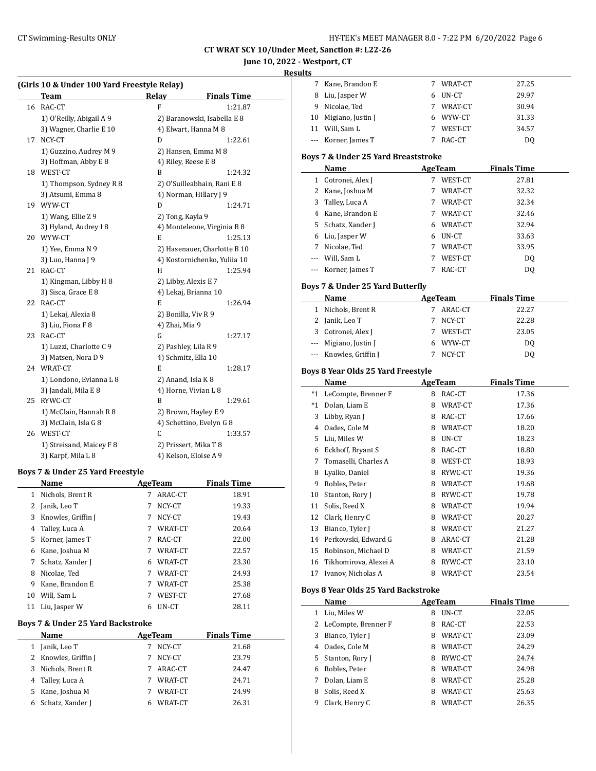**CT WRAT SCY 10/Under Meet, Sanction #: L22-26**

**June 10, 2022 - Westport, CT**

**Results**

### (Girls 10 & Under 100 Yard Freestyle Relay)

| | Team | Relay | Finals Time |
|---|---|---|---|
| 16 | RAC-CT | F | 1:21.87 |
| | 1) O'Reilly, Abigail A 9 | 2) Baranowski, Isabella E 8 | |
| | 3) Wagner, Charlie E 10 | 4) Elwart, Hanna M 8 | |
| 17 | NCY-CT | D | 1:22.61 |
| | 1) Guzzino, Audrey M 9 | 2) Hansen, Emma M 8 | |
| | 3) Hoffman, Abby E 8 | 4) Riley, Reese E 8 | |
| 18 | WEST-CT | B | 1:24.32 |
| | 1) Thompson, Sydney R 8 | 2) O'Suilleabhain, Rani E 8 | |
| | 3) Atsumi, Emma 8 | 4) Norman, Hillary J 9 | |
| 19 | WYW-CT | D | 1:24.71 |
| | 1) Wang, Ellie Z 9 | 2) Tong, Kayla 9 | |
| | 3) Hyland, Audrey I 8 | 4) Monteleone, Virginia B 8 | |
| 20 | WYW-CT | E | 1:25.13 |
| | 1) Yee, Emma N 9 | 2) Hasenauer, Charlotte B 10 | |
| | 3) Luo, Hanna J 9 | 4) Kostornichenko, Yuliia 10 | |
| 21 | RAC-CT | H | 1:25.94 |
| | 1) Kingman, Libby H 8 | 2) Libby, Alexis E 7 | |
| | 3) Sisca, Grace E 8 | 4) Lekaj, Brianna 10 | |
| 22 | RAC-CT | E | 1:26.94 |
| | 1) Lekaj, Alexia 8 | 2) Bonilla, Viv R 9 | |
| | 3) Liu, Fiona F 8 | 4) Zhai, Mia 9 | |
| 23 | RAC-CT | G | 1:27.17 |
| | 1) Luzzi, Charlotte C 9 | 2) Pashley, Lila R 9 | |
| | 3) Matsen, Nora D 9 | 4) Schmitz, Ella 10 | |
| 24 | WRAT-CT | E | 1:28.17 |
| | 1) Londono, Evianna L 8 | 2) Anand, Isla K 8 | |
| | 3) Jandali, Mila E 8 | 4) Horne, Vivian L 8 | |
| 25 | RYWC-CT | B | 1:29.61 |
| | 1) McClain, Hannah R 8 | 2) Brown, Hayley E 9 | |
| | 3) McClain, Isla G 8 | 4) Schettino, Evelyn G 8 | |
| 26 | WEST-CT | C | 1:33.57 |
| | 1) Streisand, Maicey F 8 | 2) Prissert, Mika T 8 | |
| | 3) Karpf, Mila L 8 | 4) Kelson, Eloise A 9 | |

### Boys 7 & Under 25 Yard Freestyle

| | Name | Age | Team | Finals Time |
|---|---|---|---|---|
| 1 | Nichols, Brent R | 7 | ARAC-CT | 18.91 |
| 2 | Janik, Leo T | 7 | NCY-CT | 19.33 |
| 3 | Knowles, Griffin J | 7 | NCY-CT | 19.43 |
| 4 | Talley, Luca A | 7 | WRAT-CT | 20.64 |
| 5 | Korner, James T | 7 | RAC-CT | 22.00 |
| 6 | Kane, Joshua M | 7 | WRAT-CT | 22.57 |
| 7 | Schatz, Xander J | 6 | WRAT-CT | 23.30 |
| 8 | Nicolae, Ted | 7 | WRAT-CT | 24.93 |
| 9 | Kane, Brandon E | 7 | WRAT-CT | 25.38 |
| 10 | Will, Sam L | 7 | WEST-CT | 27.68 |
| 11 | Liu, Jasper W | 6 | UN-CT | 28.11 |

### Boys 7 & Under 25 Yard Backstroke

| | Name | Age | Team | Finals Time |
|---|---|---|---|---|
| 1 | Janik, Leo T | 7 | NCY-CT | 21.68 |
| 2 | Knowles, Griffin J | 7 | NCY-CT | 23.79 |
| 3 | Nichols, Brent R | 7 | ARAC-CT | 24.47 |
| 4 | Talley, Luca A | 7 | WRAT-CT | 24.71 |
| 5 | Kane, Joshua M | 7 | WRAT-CT | 24.99 |
| 6 | Schatz, Xander J | 6 | WRAT-CT | 26.31 |
| 7 | Kane, Brandon E | 7 | WRAT-CT | 27.25 |
| 8 | Liu, Jasper W | 6 | UN-CT | 29.97 |
| 9 | Nicolae, Ted | 7 | WRAT-CT | 30.94 |
| 10 | Migiano, Justin J | 6 | WYW-CT | 31.33 |
| 11 | Will, Sam L | 7 | WEST-CT | 34.57 |
| --- | Korner, James T | 7 | RAC-CT | DQ |

### Boys 7 & Under 25 Yard Breaststroke

| | Name | Age | Team | Finals Time |
|---|---|---|---|---|
| 1 | Cotronei, Alex J | 7 | WEST-CT | 27.81 |
| 2 | Kane, Joshua M | 7 | WRAT-CT | 32.32 |
| 3 | Talley, Luca A | 7 | WRAT-CT | 32.34 |
| 4 | Kane, Brandon E | 7 | WRAT-CT | 32.46 |
| 5 | Schatz, Xander J | 6 | WRAT-CT | 32.94 |
| 6 | Liu, Jasper W | 6 | UN-CT | 33.63 |
| 7 | Nicolae, Ted | 7 | WRAT-CT | 33.95 |
| --- | Will, Sam L | 7 | WEST-CT | DQ |
| --- | Korner, James T | 7 | RAC-CT | DQ |

### Boys 7 & Under 25 Yard Butterfly

| | Name | Age | Team | Finals Time |
|---|---|---|---|---|
| 1 | Nichols, Brent R | 7 | ARAC-CT | 22.27 |
| 2 | Janik, Leo T | 7 | NCY-CT | 22.28 |
| 3 | Cotronei, Alex J | 7 | WEST-CT | 23.05 |
| --- | Migiano, Justin J | 6 | WYW-CT | DQ |
| --- | Knowles, Griffin J | 7 | NCY-CT | DQ |

### Boys 8 Year Olds 25 Yard Freestyle

| | Name | Age | Team | Finals Time |
|---|---|---|---|---|
| *1 | LeCompte, Brenner F | 8 | RAC-CT | 17.36 |
| *1 | Dolan, Liam E | 8 | WRAT-CT | 17.36 |
| 3 | Libby, Ryan J | 8 | RAC-CT | 17.66 |
| 4 | Oades, Cole M | 8 | WRAT-CT | 18.20 |
| 5 | Liu, Miles W | 8 | UN-CT | 18.23 |
| 6 | Eckhoff, Bryant S | 8 | RAC-CT | 18.80 |
| 7 | Tomaselli, Charles A | 8 | WEST-CT | 18.93 |
| 8 | Lyalko, Daniel | 8 | RYWC-CT | 19.36 |
| 9 | Robles, Peter | 8 | WRAT-CT | 19.68 |
| 10 | Stanton, Rory J | 8 | RYWC-CT | 19.78 |
| 11 | Solis, Reed X | 8 | WRAT-CT | 19.94 |
| 12 | Clark, Henry C | 8 | WRAT-CT | 20.27 |
| 13 | Bianco, Tyler J | 8 | WRAT-CT | 21.27 |
| 14 | Perkowski, Edward G | 8 | ARAC-CT | 21.28 |
| 15 | Robinson, Michael D | 8 | WRAT-CT | 21.59 |
| 16 | Tikhomirova, Alexei A | 8 | RYWC-CT | 23.10 |
| 17 | Ivanov, Nicholas A | 8 | WRAT-CT | 23.54 |

### Boys 8 Year Olds 25 Yard Backstroke

| | Name | Age | Team | Finals Time |
|---|---|---|---|---|
| 1 | Liu, Miles W | 8 | UN-CT | 22.05 |
| 2 | LeCompte, Brenner F | 8 | RAC-CT | 22.53 |
| 3 | Bianco, Tyler J | 8 | WRAT-CT | 23.09 |
| 4 | Oades, Cole M | 8 | WRAT-CT | 24.29 |
| 5 | Stanton, Rory J | 8 | RYWC-CT | 24.74 |
| 6 | Robles, Peter | 8 | WRAT-CT | 24.98 |
| 7 | Dolan, Liam E | 8 | WRAT-CT | 25.28 |
| 8 | Solis, Reed X | 8 | WRAT-CT | 25.63 |
| 9 | Clark, Henry C | 8 | WRAT-CT | 26.35 |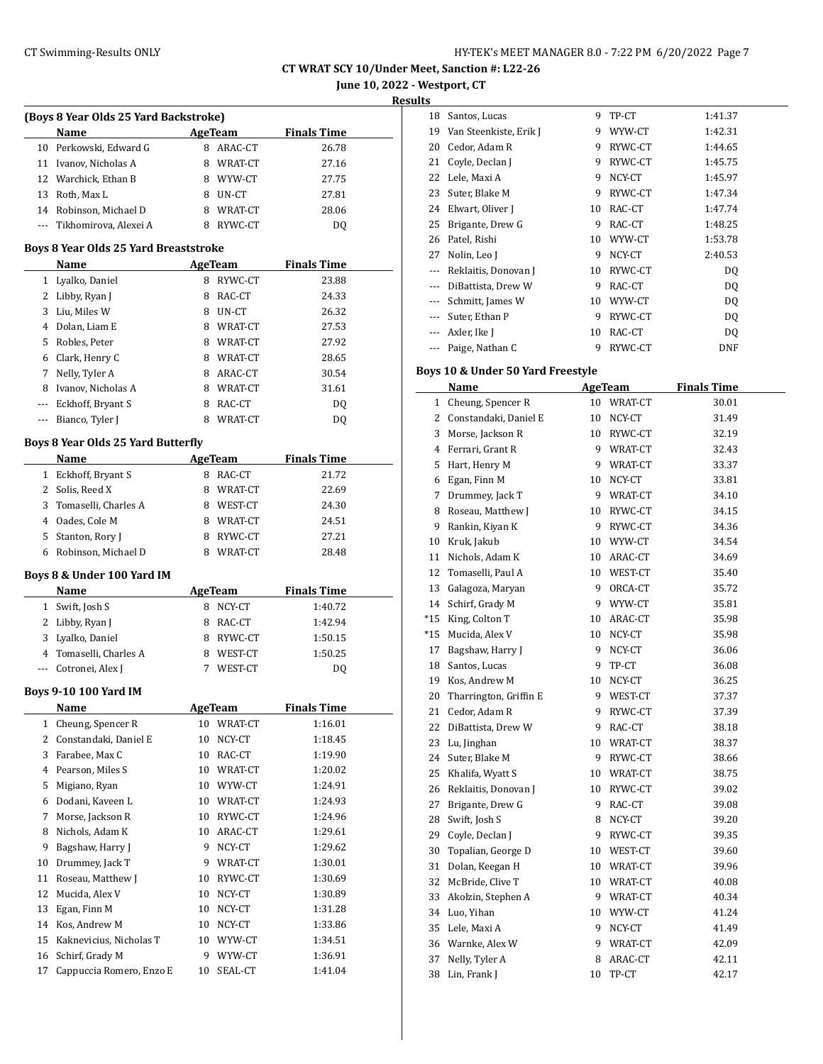# CT WRAT SCY 10/Under Meet, Sanction #: L22-26

**June 10, 2022 - Westport, CT**

**Results**

### (Boys 8 Year Olds 25 Yard Backstroke)

| | Name | Age | Team | Finals Time |
|---|---|---|---|---|
| 10 | Perkowski, Edward G | 8 | ARAC-CT | 26.78 |
| 11 | Ivanov, Nicholas A | 8 | WRAT-CT | 27.16 |
| 12 | Warchick, Ethan B | 8 | WYW-CT | 27.75 |
| 13 | Roth, Max L | 8 | UN-CT | 27.81 |
| 14 | Robinson, Michael D | 8 | WRAT-CT | 28.06 |
| --- | Tikhomirova, Alexei A | 8 | RYWC-CT | DQ |

### Boys 8 Year Olds 25 Yard Breaststroke

| | Name | Age | Team | Finals Time |
|---|---|---|---|---|
| 1 | Lyalko, Daniel | 8 | RYWC-CT | 23.88 |
| 2 | Libby, Ryan J | 8 | RAC-CT | 24.33 |
| 3 | Liu, Miles W | 8 | UN-CT | 26.32 |
| 4 | Dolan, Liam E | 8 | WRAT-CT | 27.53 |
| 5 | Robles, Peter | 8 | WRAT-CT | 27.92 |
| 6 | Clark, Henry C | 8 | WRAT-CT | 28.65 |
| 7 | Nelly, Tyler A | 8 | ARAC-CT | 30.54 |
| 8 | Ivanov, Nicholas A | 8 | WRAT-CT | 31.61 |
| --- | Eckhoff, Bryant S | 8 | RAC-CT | DQ |
| --- | Bianco, Tyler J | 8 | WRAT-CT | DQ |

### Boys 8 Year Olds 25 Yard Butterfly

| | Name | Age | Team | Finals Time |
|---|---|---|---|---|
| 1 | Eckhoff, Bryant S | 8 | RAC-CT | 21.72 |
| 2 | Solis, Reed X | 8 | WRAT-CT | 22.69 |
| 3 | Tomaselli, Charles A | 8 | WEST-CT | 24.30 |
| 4 | Oades, Cole M | 8 | WRAT-CT | 24.51 |
| 5 | Stanton, Rory J | 8 | RYWC-CT | 27.21 |
| 6 | Robinson, Michael D | 8 | WRAT-CT | 28.48 |

### Boys 8 & Under 100 Yard IM

| | Name | Age | Team | Finals Time |
|---|---|---|---|---|
| 1 | Swift, Josh S | 8 | NCY-CT | 1:40.72 |
| 2 | Libby, Ryan J | 8 | RAC-CT | 1:42.94 |
| 3 | Lyalko, Daniel | 8 | RYWC-CT | 1:50.15 |
| 4 | Tomaselli, Charles A | 8 | WEST-CT | 1:50.25 |
| --- | Cotronei, Alex J | 7 | WEST-CT | DQ |

### Boys 9-10 100 Yard IM

| | Name | Age | Team | Finals Time |
|---|---|---|---|---|
| 1 | Cheung, Spencer R | 10 | WRAT-CT | 1:16.01 |
| 2 | Constandaki, Daniel E | 10 | NCY-CT | 1:18.45 |
| 3 | Farabee, Max C | 10 | RAC-CT | 1:19.90 |
| 4 | Pearson, Miles S | 10 | WRAT-CT | 1:20.02 |
| 5 | Migiano, Ryan | 10 | WYW-CT | 1:24.91 |
| 6 | Dodani, Kaveen L | 10 | WRAT-CT | 1:24.93 |
| 7 | Morse, Jackson R | 10 | RYWC-CT | 1:24.96 |
| 8 | Nichols, Adam K | 10 | ARAC-CT | 1:29.61 |
| 9 | Bagshaw, Harry J | 9 | NCY-CT | 1:29.62 |
| 10 | Drummey, Jack T | 9 | WRAT-CT | 1:30.01 |
| 11 | Roseau, Matthew J | 10 | RYWC-CT | 1:30.69 |
| 12 | Mucida, Alex V | 10 | NCY-CT | 1:30.89 |
| 13 | Egan, Finn M | 10 | NCY-CT | 1:31.28 |
| 14 | Kos, Andrew M | 10 | NCY-CT | 1:33.86 |
| 15 | Kaknevicius, Nicholas T | 10 | WYW-CT | 1:34.51 |
| 16 | Schirf, Grady M | 9 | WYW-CT | 1:36.91 |
| 17 | Cappuccia Romero, Enzo E | 10 | SEAL-CT | 1:41.04 |
| 18 | Santos, Lucas | 9 | TP-CT | 1:41.37 |
| 19 | Van Steenkiste, Erik J | 9 | WYW-CT | 1:42.31 |
| 20 | Cedor, Adam R | 9 | RYWC-CT | 1:44.65 |
| 21 | Coyle, Declan J | 9 | RYWC-CT | 1:45.75 |
| 22 | Lele, Maxi A | 9 | NCY-CT | 1:45.97 |
| 23 | Suter, Blake M | 9 | RYWC-CT | 1:47.34 |
| 24 | Elwart, Oliver J | 10 | RAC-CT | 1:47.74 |
| 25 | Brigante, Drew G | 9 | RAC-CT | 1:48.25 |
| 26 | Patel, Rishi | 10 | WYW-CT | 1:53.78 |
| 27 | Nolin, Leo J | 9 | NCY-CT | 2:40.53 |
| --- | Reklaitis, Donovan J | 10 | RYWC-CT | DQ |
| --- | DiBattista, Drew W | 9 | RAC-CT | DQ |
| --- | Schmitt, James W | 10 | WYW-CT | DQ |
| --- | Suter, Ethan P | 9 | RYWC-CT | DQ |
| --- | Axler, Ike J | 10 | RAC-CT | DQ |
| --- | Paige, Nathan C | 9 | RYWC-CT | DNF |

### Boys 10 & Under 50 Yard Freestyle

| | Name | Age | Team | Finals Time |
|---|---|---|---|---|
| 1 | Cheung, Spencer R | 10 | WRAT-CT | 30.01 |
| 2 | Constandaki, Daniel E | 10 | NCY-CT | 31.49 |
| 3 | Morse, Jackson R | 10 | RYWC-CT | 32.19 |
| 4 | Ferrari, Grant R | 9 | WRAT-CT | 32.43 |
| 5 | Hart, Henry M | 9 | WRAT-CT | 33.37 |
| 6 | Egan, Finn M | 10 | NCY-CT | 33.81 |
| 7 | Drummey, Jack T | 9 | WRAT-CT | 34.10 |
| 8 | Roseau, Matthew J | 10 | RYWC-CT | 34.15 |
| 9 | Rankin, Kiyan K | 9 | RYWC-CT | 34.36 |
| 10 | Kruk, Jakub | 10 | WYW-CT | 34.54 |
| 11 | Nichols, Adam K | 10 | ARAC-CT | 34.69 |
| 12 | Tomaselli, Paul A | 10 | WEST-CT | 35.40 |
| 13 | Galagoza, Maryan | 9 | ORCA-CT | 35.72 |
| 14 | Schirf, Grady M | 9 | WYW-CT | 35.81 |
| *15 | King, Colton T | 10 | ARAC-CT | 35.98 |
| *15 | Mucida, Alex V | 10 | NCY-CT | 35.98 |
| 17 | Bagshaw, Harry J | 9 | NCY-CT | 36.06 |
| 18 | Santos, Lucas | 9 | TP-CT | 36.08 |
| 19 | Kos, Andrew M | 10 | NCY-CT | 36.25 |
| 20 | Tharrington, Griffin E | 9 | WEST-CT | 37.37 |
| 21 | Cedor, Adam R | 9 | RYWC-CT | 37.39 |
| 22 | DiBattista, Drew W | 9 | RAC-CT | 38.18 |
| 23 | Lu, Jinghan | 10 | WRAT-CT | 38.37 |
| 24 | Suter, Blake M | 9 | RYWC-CT | 38.66 |
| 25 | Khalifa, Wyatt S | 10 | WRAT-CT | 38.75 |
| 26 | Reklaitis, Donovan J | 10 | RYWC-CT | 39.02 |
| 27 | Brigante, Drew G | 9 | RAC-CT | 39.08 |
| 28 | Swift, Josh S | 8 | NCY-CT | 39.20 |
| 29 | Coyle, Declan J | 9 | RYWC-CT | 39.35 |
| 30 | Topalian, George D | 10 | WEST-CT | 39.60 |
| 31 | Dolan, Keegan H | 10 | WRAT-CT | 39.96 |
| 32 | McBride, Clive T | 10 | WRAT-CT | 40.08 |
| 33 | Akolzin, Stephen A | 9 | WRAT-CT | 40.34 |
| 34 | Luo, Yihan | 10 | WYW-CT | 41.24 |
| 35 | Lele, Maxi A | 9 | NCY-CT | 41.49 |
| 36 | Warnke, Alex W | 9 | WRAT-CT | 42.09 |
| 37 | Nelly, Tyler A | 8 | ARAC-CT | 42.11 |
| 38 | Lin, Frank J | 10 | TP-CT | 42.17 |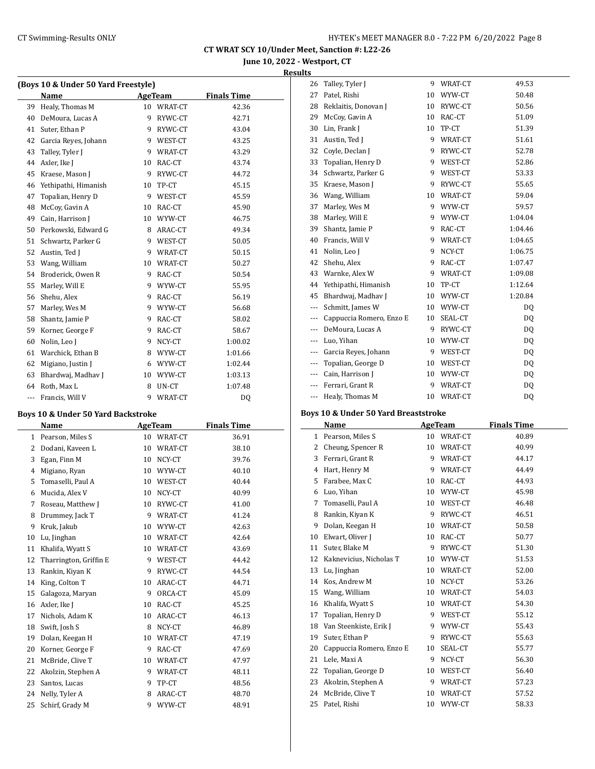**CT WRAT SCY 10/Under Meet, Sanction #: L22-26**

**June 10, 2022 - Westport, CT**

**Results**

### (Boys 10 & Under 50 Yard Freestyle)

| | Name | Age | Team | Finals Time |
|---|---|---|---|---|
| 39 | Healy, Thomas M | 10 | WRAT-CT | 42.36 |
| 40 | DeMoura, Lucas A | 9 | RYWC-CT | 42.71 |
| 41 | Suter, Ethan P | 9 | RYWC-CT | 43.04 |
| 42 | Garcia Reyes, Johann | 9 | WEST-CT | 43.25 |
| 43 | Talley, Tyler J | 9 | WRAT-CT | 43.29 |
| 44 | Axler, Ike J | 10 | RAC-CT | 43.74 |
| 45 | Kraese, Mason J | 9 | RYWC-CT | 44.72 |
| 46 | Yethipathi, Himanish | 10 | TP-CT | 45.15 |
| 47 | Topalian, Henry D | 9 | WEST-CT | 45.59 |
| 48 | McCoy, Gavin A | 10 | RAC-CT | 45.90 |
| 49 | Cain, Harrison J | 10 | WYW-CT | 46.75 |
| 50 | Perkowski, Edward G | 8 | ARAC-CT | 49.34 |
| 51 | Schwartz, Parker G | 9 | WEST-CT | 50.05 |
| 52 | Austin, Ted J | 9 | WRAT-CT | 50.15 |
| 53 | Wang, William | 10 | WRAT-CT | 50.27 |
| 54 | Broderick, Owen R | 9 | RAC-CT | 50.54 |
| 55 | Marley, Will E | 9 | WYW-CT | 55.95 |
| 56 | Shehu, Alex | 9 | RAC-CT | 56.19 |
| 57 | Marley, Wes M | 9 | WYW-CT | 56.68 |
| 58 | Shantz, Jamie P | 9 | RAC-CT | 58.02 |
| 59 | Korner, George F | 9 | RAC-CT | 58.67 |
| 60 | Nolin, Leo J | 9 | NCY-CT | 1:00.02 |
| 61 | Warchick, Ethan B | 8 | WYW-CT | 1:01.66 |
| 62 | Migiano, Justin J | 6 | WYW-CT | 1:02.44 |
| 63 | Bhardwaj, Madhav J | 10 | WYW-CT | 1:03.13 |
| 64 | Roth, Max L | 8 | UN-CT | 1:07.48 |
| --- | Francis, Will V | 9 | WRAT-CT | DQ |

### Boys 10 & Under 50 Yard Backstroke

| | Name | Age | Team | Finals Time |
|---|---|---|---|---|
| 1 | Pearson, Miles S | 10 | WRAT-CT | 36.91 |
| 2 | Dodani, Kaveen L | 10 | WRAT-CT | 38.10 |
| 3 | Egan, Finn M | 10 | NCY-CT | 39.76 |
| 4 | Migiano, Ryan | 10 | WYW-CT | 40.10 |
| 5 | Tomaselli, Paul A | 10 | WEST-CT | 40.44 |
| 6 | Mucida, Alex V | 10 | NCY-CT | 40.99 |
| 7 | Roseau, Matthew J | 10 | RYWC-CT | 41.00 |
| 8 | Drummey, Jack T | 9 | WRAT-CT | 41.24 |
| 9 | Kruk, Jakub | 10 | WYW-CT | 42.63 |
| 10 | Lu, Jinghan | 10 | WRAT-CT | 42.64 |
| 11 | Khalifa, Wyatt S | 10 | WRAT-CT | 43.69 |
| 12 | Tharrington, Griffin E | 9 | WEST-CT | 44.42 |
| 13 | Rankin, Kiyan K | 9 | RYWC-CT | 44.54 |
| 14 | King, Colton T | 10 | ARAC-CT | 44.71 |
| 15 | Galagoza, Maryan | 9 | ORCA-CT | 45.09 |
| 16 | Axler, Ike J | 10 | RAC-CT | 45.25 |
| 17 | Nichols, Adam K | 10 | ARAC-CT | 46.13 |
| 18 | Swift, Josh S | 8 | NCY-CT | 46.89 |
| 19 | Dolan, Keegan H | 10 | WRAT-CT | 47.19 |
| 20 | Korner, George F | 9 | RAC-CT | 47.69 |
| 21 | McBride, Clive T | 10 | WRAT-CT | 47.97 |
| 22 | Akolzin, Stephen A | 9 | WRAT-CT | 48.11 |
| 23 | Santos, Lucas | 9 | TP-CT | 48.56 |
| 24 | Nelly, Tyler A | 8 | ARAC-CT | 48.70 |
| 25 | Schirf, Grady M | 9 | WYW-CT | 48.91 |
| 26 | Talley, Tyler J | 9 | WRAT-CT | 49.53 |
| 27 | Patel, Rishi | 10 | WYW-CT | 50.48 |
| 28 | Reklaitis, Donovan J | 10 | RYWC-CT | 50.56 |
| 29 | McCoy, Gavin A | 10 | RAC-CT | 51.09 |
| 30 | Lin, Frank J | 10 | TP-CT | 51.39 |
| 31 | Austin, Ted J | 9 | WRAT-CT | 51.61 |
| 32 | Coyle, Declan J | 9 | RYWC-CT | 52.78 |
| 33 | Topalian, Henry D | 9 | WEST-CT | 52.86 |
| 34 | Schwartz, Parker G | 9 | WEST-CT | 53.33 |
| 35 | Kraese, Mason J | 9 | RYWC-CT | 55.65 |
| 36 | Wang, William | 10 | WRAT-CT | 59.04 |
| 37 | Marley, Wes M | 9 | WYW-CT | 59.57 |
| 38 | Marley, Will E | 9 | WYW-CT | 1:04.04 |
| 39 | Shantz, Jamie P | 9 | RAC-CT | 1:04.46 |
| 40 | Francis, Will V | 9 | WRAT-CT | 1:04.65 |
| 41 | Nolin, Leo J | 9 | NCY-CT | 1:06.75 |
| 42 | Shehu, Alex | 9 | RAC-CT | 1:07.47 |
| 43 | Warnke, Alex W | 9 | WRAT-CT | 1:09.08 |
| 44 | Yethipathi, Himanish | 10 | TP-CT | 1:12.64 |
| 45 | Bhardwaj, Madhav J | 10 | WYW-CT | 1:20.84 |
| --- | Schmitt, James W | 10 | WYW-CT | DQ |
| --- | Cappuccia Romero, Enzo E | 10 | SEAL-CT | DQ |
| --- | DeMoura, Lucas A | 9 | RYWC-CT | DQ |
| --- | Luo, Yihan | 10 | WYW-CT | DQ |
| --- | Garcia Reyes, Johann | 9 | WEST-CT | DQ |
| --- | Topalian, George D | 10 | WEST-CT | DQ |
| --- | Cain, Harrison J | 10 | WYW-CT | DQ |
| --- | Ferrari, Grant R | 9 | WRAT-CT | DQ |
| --- | Healy, Thomas M | 10 | WRAT-CT | DQ |

### Boys 10 & Under 50 Yard Breaststroke

| | Name | Age | Team | Finals Time |
|---|---|---|---|---|
| 1 | Pearson, Miles S | 10 | WRAT-CT | 40.89 |
| 2 | Cheung, Spencer R | 10 | WRAT-CT | 40.99 |
| 3 | Ferrari, Grant R | 9 | WRAT-CT | 44.17 |
| 4 | Hart, Henry M | 9 | WRAT-CT | 44.49 |
| 5 | Farabee, Max C | 10 | RAC-CT | 44.93 |
| 6 | Luo, Yihan | 10 | WYW-CT | 45.98 |
| 7 | Tomaselli, Paul A | 10 | WEST-CT | 46.48 |
| 8 | Rankin, Kiyan K | 9 | RYWC-CT | 46.51 |
| 9 | Dolan, Keegan H | 10 | WRAT-CT | 50.58 |
| 10 | Elwart, Oliver J | 10 | RAC-CT | 50.77 |
| 11 | Suter, Blake M | 9 | RYWC-CT | 51.30 |
| 12 | Kaknevicius, Nicholas T | 10 | WYW-CT | 51.53 |
| 13 | Lu, Jinghan | 10 | WRAT-CT | 52.00 |
| 14 | Kos, Andrew M | 10 | NCY-CT | 53.26 |
| 15 | Wang, William | 10 | WRAT-CT | 54.03 |
| 16 | Khalifa, Wyatt S | 10 | WRAT-CT | 54.30 |
| 17 | Topalian, Henry D | 9 | WEST-CT | 55.12 |
| 18 | Van Steenkiste, Erik J | 9 | WYW-CT | 55.43 |
| 19 | Suter, Ethan P | 9 | RYWC-CT | 55.63 |
| 20 | Cappuccia Romero, Enzo E | 10 | SEAL-CT | 55.77 |
| 21 | Lele, Maxi A | 9 | NCY-CT | 56.30 |
| 22 | Topalian, George D | 10 | WEST-CT | 56.40 |
| 23 | Akolzin, Stephen A | 9 | WRAT-CT | 57.23 |
| 24 | McBride, Clive T | 10 | WRAT-CT | 57.52 |
| 25 | Patel, Rishi | 10 | WYW-CT | 58.33 |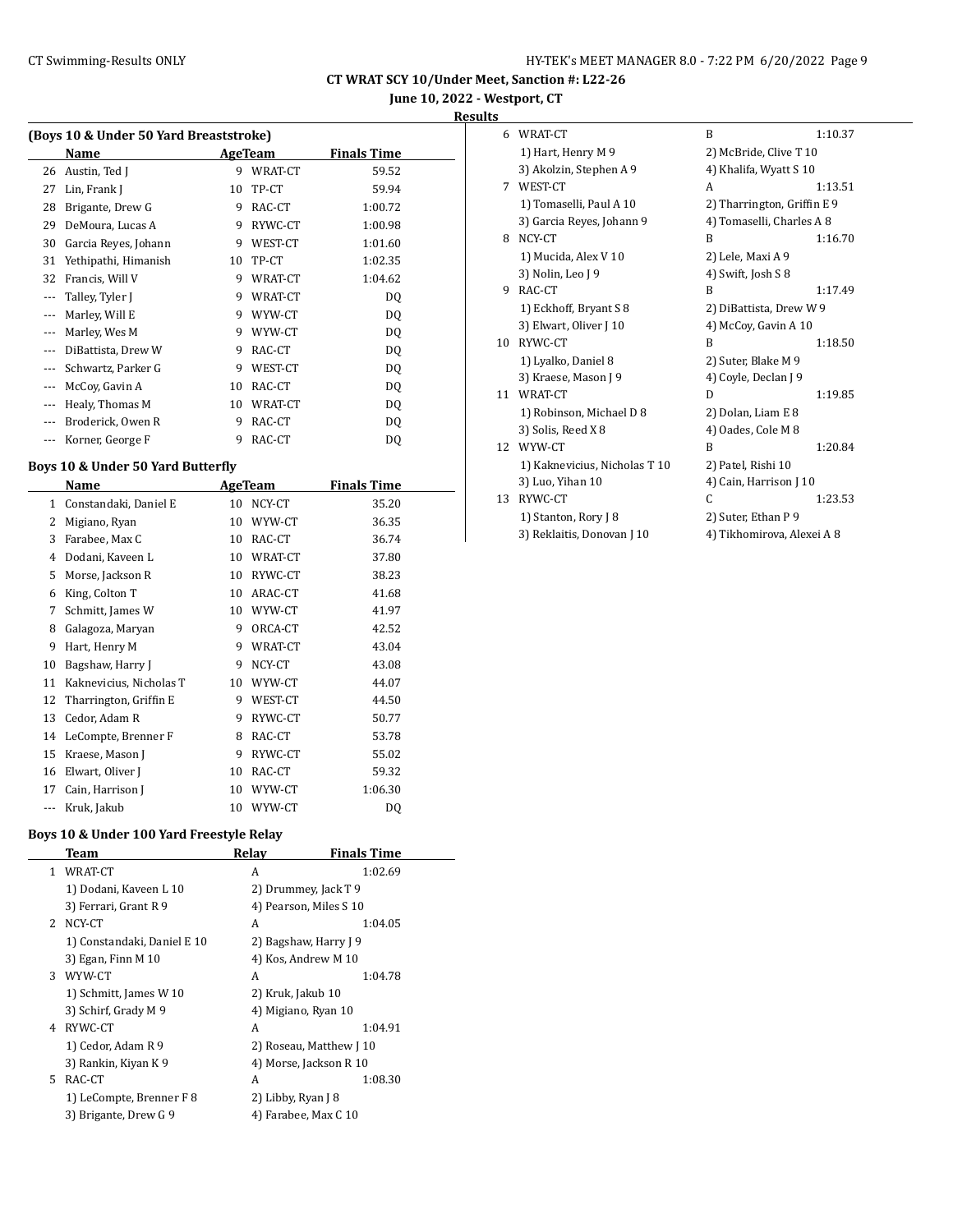**CT WRAT SCY 10/Under Meet, Sanction #: L22-26**

**June 10, 2022 - Westport, CT**

**Results**

### (Boys 10 & Under 50 Yard Breaststroke)

| | Name | Age | Team | Finals Time |
|---|---|---|---|---|
| 26 | Austin, Ted J | 9 | WRAT-CT | 59.52 |
| 27 | Lin, Frank J | 10 | TP-CT | 59.94 |
| 28 | Brigante, Drew G | 9 | RAC-CT | 1:00.72 |
| 29 | DeMoura, Lucas A | 9 | RYWC-CT | 1:00.98 |
| 30 | Garcia Reyes, Johann | 9 | WEST-CT | 1:01.60 |
| 31 | Yethipathi, Himanish | 10 | TP-CT | 1:02.35 |
| 32 | Francis, Will V | 9 | WRAT-CT | 1:04.62 |
| --- | Talley, Tyler J | 9 | WRAT-CT | DQ |
| --- | Marley, Will E | 9 | WYW-CT | DQ |
| --- | Marley, Wes M | 9 | WYW-CT | DQ |
| --- | DiBattista, Drew W | 9 | RAC-CT | DQ |
| --- | Schwartz, Parker G | 9 | WEST-CT | DQ |
| --- | McCoy, Gavin A | 10 | RAC-CT | DQ |
| --- | Healy, Thomas M | 10 | WRAT-CT | DQ |
| --- | Broderick, Owen R | 9 | RAC-CT | DQ |
| --- | Korner, George F | 9 | RAC-CT | DQ |

### Boys 10 & Under 50 Yard Butterfly

| | Name | Age | Team | Finals Time |
|---|---|---|---|---|
| 1 | Constandaki, Daniel E | 10 | NCY-CT | 35.20 |
| 2 | Migiano, Ryan | 10 | WYW-CT | 36.35 |
| 3 | Farabee, Max C | 10 | RAC-CT | 36.74 |
| 4 | Dodani, Kaveen L | 10 | WRAT-CT | 37.80 |
| 5 | Morse, Jackson R | 10 | RYWC-CT | 38.23 |
| 6 | King, Colton T | 10 | ARAC-CT | 41.68 |
| 7 | Schmitt, James W | 10 | WYW-CT | 41.97 |
| 8 | Galagoza, Maryan | 9 | ORCA-CT | 42.52 |
| 9 | Hart, Henry M | 9 | WRAT-CT | 43.04 |
| 10 | Bagshaw, Harry J | 9 | NCY-CT | 43.08 |
| 11 | Kaknevicius, Nicholas T | 10 | WYW-CT | 44.07 |
| 12 | Tharrington, Griffin E | 9 | WEST-CT | 44.50 |
| 13 | Cedor, Adam R | 9 | RYWC-CT | 50.77 |
| 14 | LeCompte, Brenner F | 8 | RAC-CT | 53.78 |
| 15 | Kraese, Mason J | 9 | RYWC-CT | 55.02 |
| 16 | Elwart, Oliver J | 10 | RAC-CT | 59.32 |
| 17 | Cain, Harrison J | 10 | WYW-CT | 1:06.30 |
| --- | Kruk, Jakub | 10 | WYW-CT | DQ |

### Boys 10 & Under 100 Yard Freestyle Relay

| | Team | Relay | Finals Time |
|---|---|---|---|
| 1 | WRAT-CT | A | 1:02.69 |
| | 1) Dodani, Kaveen L 10 | 2) Drummey, Jack T 9 | |
| | 3) Ferrari, Grant R 9 | 4) Pearson, Miles S 10 | |
| 2 | NCY-CT | A | 1:04.05 |
| | 1) Constandaki, Daniel E 10 | 2) Bagshaw, Harry J 9 | |
| | 3) Egan, Finn M 10 | 4) Kos, Andrew M 10 | |
| 3 | WYW-CT | A | 1:04.78 |
| | 1) Schmitt, James W 10 | 2) Kruk, Jakub 10 | |
| | 3) Schirf, Grady M 9 | 4) Migiano, Ryan 10 | |
| 4 | RYWC-CT | A | 1:04.91 |
| | 1) Cedor, Adam R 9 | 2) Roseau, Matthew J 10 | |
| | 3) Rankin, Kiyan K 9 | 4) Morse, Jackson R 10 | |
| 5 | RAC-CT | A | 1:08.30 |
| | 1) LeCompte, Brenner F 8 | 2) Libby, Ryan J 8 | |
| | 3) Brigante, Drew G 9 | 4) Farabee, Max C 10 | |
| 6 | WRAT-CT | B | 1:10.37 |
| | 1) Hart, Henry M 9 | 2) McBride, Clive T 10 | |
| | 3) Akolzin, Stephen A 9 | 4) Khalifa, Wyatt S 10 | |
| 7 | WEST-CT | A | 1:13.51 |
| | 1) Tomaselli, Paul A 10 | 2) Tharrington, Griffin E 9 | |
| | 3) Garcia Reyes, Johann 9 | 4) Tomaselli, Charles A 8 | |
| 8 | NCY-CT | B | 1:16.70 |
| | 1) Mucida, Alex V 10 | 2) Lele, Maxi A 9 | |
| | 3) Nolin, Leo J 9 | 4) Swift, Josh S 8 | |
| 9 | RAC-CT | B | 1:17.49 |
| | 1) Eckhoff, Bryant S 8 | 2) DiBattista, Drew W 9 | |
| | 3) Elwart, Oliver J 10 | 4) McCoy, Gavin A 10 | |
| 10 | RYWC-CT | B | 1:18.50 |
| | 1) Lyalko, Daniel 8 | 2) Suter, Blake M 9 | |
| | 3) Kraese, Mason J 9 | 4) Coyle, Declan J 9 | |
| 11 | WRAT-CT | D | 1:19.85 |
| | 1) Robinson, Michael D 8 | 2) Dolan, Liam E 8 | |
| | 3) Solis, Reed X 8 | 4) Oades, Cole M 8 | |
| 12 | WYW-CT | B | 1:20.84 |
| | 1) Kaknevicius, Nicholas T 10 | 2) Patel, Rishi 10 | |
| | 3) Luo, Yihan 10 | 4) Cain, Harrison J 10 | |
| 13 | RYWC-CT | C | 1:23.53 |
| | 1) Stanton, Rory J 8 | 2) Suter, Ethan P 9 | |
| | 3) Reklaitis, Donovan J 10 | 4) Tikhomirova, Alexei A 8 | |